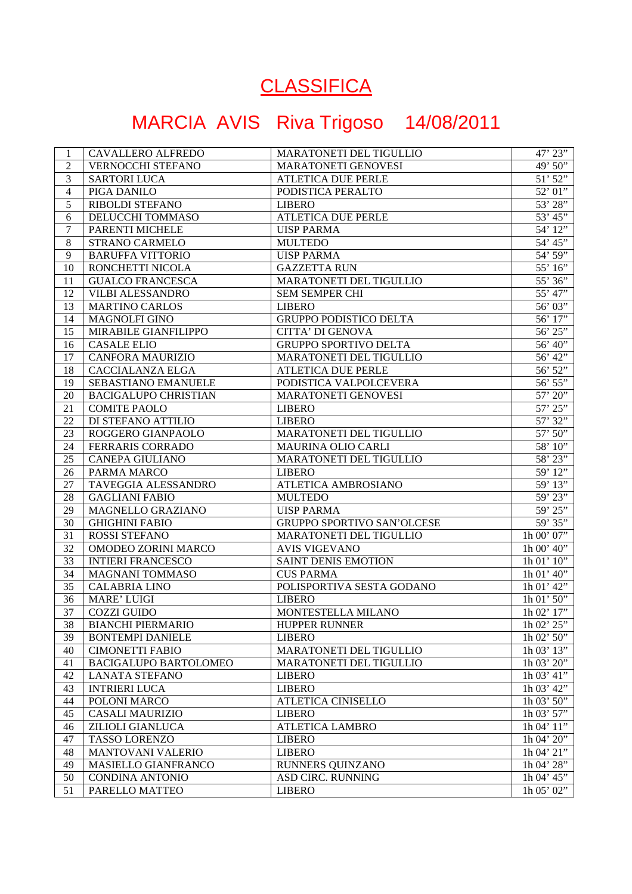# CLASSIFICA

## MARCIA AVIS Riva Trigoso 14/08/2011

| | | | |
|---|---|---|---|
| 1 | CAVALLERO ALFREDO | MARATONETI DEL TIGULLIO | 47’ 23” |
| 2 | VERNOCCHI STEFANO | MARATONETI GENOVESI | 49’ 50” |
| 3 | SARTORI LUCA | ATLETICA DUE PERLE | 51’ 52” |
| 4 | PIGA DANILO | PODISTICA PERALTO | 52’ 01” |
| 5 | RIBOLDI STEFANO | LIBERO | 53’ 28” |
| 6 | DELUCCHI TOMMASO | ATLETICA DUE PERLE | 53’ 45” |
| 7 | PARENTI MICHELE | UISP PARMA | 54’ 12” |
| 8 | STRANO CARMELO | MULTEDO | 54’ 45” |
| 9 | BARUFFA VITTORIO | UISP PARMA | 54’ 59” |
| 10 | RONCHETTI NICOLA | GAZZETTA RUN | 55’ 16” |
| 11 | GUALCO FRANCESCA | MARATONETI DEL TIGULLIO | 55’ 36” |
| 12 | VILBI ALESSANDRO | SEM SEMPER CHI | 55’ 47” |
| 13 | MARTINO CARLOS | LIBERO | 56’ 03” |
| 14 | MAGNOLFI GINO | GRUPPO PODISTICO DELTA | 56’ 17” |
| 15 | MIRABILE GIANFILIPPO | CITTA’ DI GENOVA | 56’ 25” |
| 16 | CASALE ELIO | GRUPPO SPORTIVO DELTA | 56’ 40” |
| 17 | CANFORA MAURIZIO | MARATONETI DEL TIGULLIO | 56’ 42” |
| 18 | CACCIALANZA ELGA | ATLETICA DUE PERLE | 56’ 52” |
| 19 | SEBASTIANO EMANUELE | PODISTICA VALPOLCEVERA | 56’ 55” |
| 20 | BACIGALUPO CHRISTIAN | MARATONETI GENOVESI | 57’ 20” |
| 21 | COMITE PAOLO | LIBERO | 57’ 25” |
| 22 | DI STEFANO ATTILIO | LIBERO | 57’ 32” |
| 23 | ROGGERO GIANPAOLO | MARATONETI DEL TIGULLIO | 57’ 50” |
| 24 | FERRARIS CORRADO | MAURINA OLIO CARLI | 58’ 10” |
| 25 | CANEPA GIULIANO | MARATONETI DEL TIGULLIO | 58’ 23” |
| 26 | PARMA MARCO | LIBERO | 59’ 12” |
| 27 | TAVEGGIA ALESSANDRO | ATLETICA AMBROSIANO | 59’ 13” |
| 28 | GAGLIANI FABIO | MULTEDO | 59’ 23” |
| 29 | MAGNELLO GRAZIANO | UISP PARMA | 59’ 25” |
| 30 | GHIGHINI FABIO | GRUPPO SPORTIVO SAN’OLCESE | 59’ 35” |
| 31 | ROSSI STEFANO | MARATONETI DEL TIGULLIO | 1h 00’ 07” |
| 32 | OMODEO ZORINI MARCO | AVIS VIGEVANO | 1h 00’ 40” |
| 33 | INTIERI FRANCESCO | SAINT DENIS EMOTION | 1h 01’ 10” |
| 34 | MAGNANI TOMMASO | CUS PARMA | 1h 01’ 40” |
| 35 | CALABRIA LINO | POLISPORTIVA SESTA GODANO | 1h 01’ 42” |
| 36 | MARE’ LUIGI | LIBERO | 1h 01’ 50” |
| 37 | COZZI GUIDO | MONTESTELLA MILANO | 1h 02’ 17” |
| 38 | BIANCHI PIERMARIO | HUPPER RUNNER | 1h 02’ 25” |
| 39 | BONTEMPI DANIELE | LIBERO | 1h 02’ 50” |
| 40 | CIMONETTI FABIO | MARATONETI DEL TIGULLIO | 1h 03’ 13” |
| 41 | BACIGALUPO BARTOLOMEO | MARATONETI DEL TIGULLIO | 1h 03’ 20” |
| 42 | LANATA STEFANO | LIBERO | 1h 03’ 41” |
| 43 | INTRIERI LUCA | LIBERO | 1h 03’ 42” |
| 44 | POLONI MARCO | ATLETICA CINISELLO | 1h 03’ 50” |
| 45 | CASALI MAURIZIO | LIBERO | 1h 03’ 57” |
| 46 | ZILIOLI GIANLUCA | ATLETICA LAMBRO | 1h 04’ 11” |
| 47 | TASSO LORENZO | LIBERO | 1h 04’ 20” |
| 48 | MANTOVANI VALERIO | LIBERO | 1h 04’ 21” |
| 49 | MASIELLO GIANFRANCO | RUNNERS QUINZANO | 1h 04’ 28” |
| 50 | CONDINA ANTONIO | ASD CIRC. RUNNING | 1h 04’ 45” |
| 51 | PARELLO MATTEO | LIBERO | 1h 05’ 02” |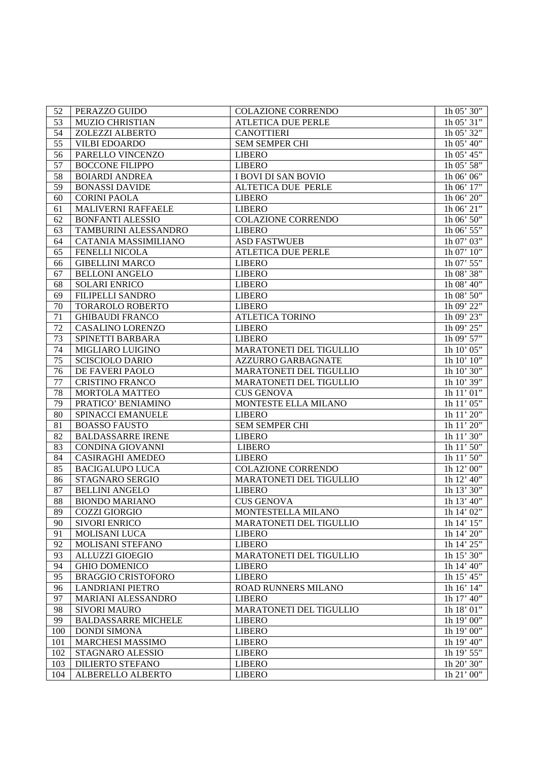| 52 | PERAZZO GUIDO | COLAZIONE CORRENDO | 1h 05’ 30” |
|---|---|---|---|
| 53 | MUZIO CHRISTIAN | ATLETICA DUE PERLE | 1h 05’ 31” |
| 54 | ZOLEZZI ALBERTO | CANOTTIERI | 1h 05’ 32” |
| 55 | VILBI EDOARDO | SEM SEMPER CHI | 1h 05’ 40” |
| 56 | PARELLO VINCENZO | LIBERO | 1h 05’ 45” |
| 57 | BOCCONE FILIPPO | LIBERO | 1h 05’ 58” |
| 58 | BOIARDI ANDREA | I BOVI DI SAN BOVIO | 1h 06’ 06” |
| 59 | BONASSI DAVIDE | ALTETICA DUE PERLE | 1h 06’ 17” |
| 60 | CORINI PAOLA | LIBERO | 1h 06’ 20” |
| 61 | MALIVERNI RAFFAELE | LIBERO | 1h 06’ 21” |
| 62 | BONFANTI ALESSIO | COLAZIONE CORRENDO | 1h 06’ 50” |
| 63 | TAMBURINI ALESSANDRO | LIBERO | 1h 06’ 55” |
| 64 | CATANIA MASSIMILIANO | ASD FASTWUEB | 1h 07’ 03” |
| 65 | FENELLI NICOLA | ATLETICA DUE PERLE | 1h 07’ 10” |
| 66 | GIBELLINI MARCO | LIBERO | 1h 07’ 55” |
| 67 | BELLONI ANGELO | LIBERO | 1h 08’ 38” |
| 68 | SOLARI ENRICO | LIBERO | 1h 08’ 40” |
| 69 | FILIPELLI SANDRO | LIBERO | 1h 08’ 50” |
| 70 | TORAROLO ROBERTO | LIBERO | 1h 09’ 22” |
| 71 | GHIBAUDI FRANCO | ATLETICA TORINO | 1h 09’ 23” |
| 72 | CASALINO LORENZO | LIBERO | 1h 09’ 25” |
| 73 | SPINETTI BARBARA | LIBERO | 1h 09’ 57” |
| 74 | MIGLIARO LUIGINO | MARATONETI DEL TIGULLIO | 1h 10’ 05” |
| 75 | SCISCIOLO DARIO | AZZURRO GARBAGNATE | 1h 10’ 10” |
| 76 | DE FAVERI PAOLO | MARATONETI DEL TIGULLIO | 1h 10’ 30” |
| 77 | CRISTINO FRANCO | MARATONETI DEL TIGULLIO | 1h 10’ 39” |
| 78 | MORTOLA MATTEO | CUS GENOVA | 1h 11’ 01” |
| 79 | PRATICO’ BENIAMINO | MONTESTE ELLA MILANO | 1h 11’ 05” |
| 80 | SPINACCI EMANUELE | LIBERO | 1h 11’ 20” |
| 81 | BOASSO FAUSTO | SEM SEMPER CHI | 1h 11’ 20” |
| 82 | BALDASSARRE IRENE | LIBERO | 1h 11’ 30” |
| 83 | CONDINA GIOVANNI | LIBERO | 1h 11’ 50” |
| 84 | CASIRAGHI AMEDEO | LIBERO | 1h 11’ 50” |
| 85 | BACIGALUPO LUCA | COLAZIONE CORRENDO | 1h 12’ 00” |
| 86 | STAGNARO SERGIO | MARATONETI DEL TIGULLIO | 1h 12’ 40” |
| 87 | BELLINI ANGELO | LIBERO | 1h 13’ 30” |
| 88 | BIONDO MARIANO | CUS GENOVA | 1h 13’ 40” |
| 89 | COZZI GIORGIO | MONTESTELLA MILANO | 1h 14’ 02” |
| 90 | SIVORI ENRICO | MARATONETI DEL TIGULLIO | 1h 14’ 15” |
| 91 | MOLISANI LUCA | LIBERO | 1h 14’ 20” |
| 92 | MOLISANI STEFANO | LIBERO | 1h 14’ 25” |
| 93 | ALLUZZI GIOEGIO | MARATONETI DEL TIGULLIO | 1h 15’ 30” |
| 94 | GHIO DOMENICO | LIBERO | 1h 14’ 40” |
| 95 | BRAGGIO CRISTOFORO | LIBERO | 1h 15’ 45” |
| 96 | LANDRIANI PIETRO | ROAD RUNNERS MILANO | 1h 16’ 14” |
| 97 | MARIANI ALESSANDRO | LIBERO | 1h 17’ 40” |
| 98 | SIVORI MAURO | MARATONETI DEL TIGULLIO | 1h 18’ 01” |
| 99 | BALDASSARRE MICHELE | LIBERO | 1h 19’ 00” |
| 100 | DONDI SIMONA | LIBERO | 1h 19’ 00” |
| 101 | MARCHESI MASSIMO | LIBERO | 1h 19’ 40” |
| 102 | STAGNARO ALESSIO | LIBERO | 1h 19’ 55” |
| 103 | DILIERTO STEFANO | LIBERO | 1h 20’ 30” |
| 104 | ALBERELLO ALBERTO | LIBERO | 1h 21’ 00” |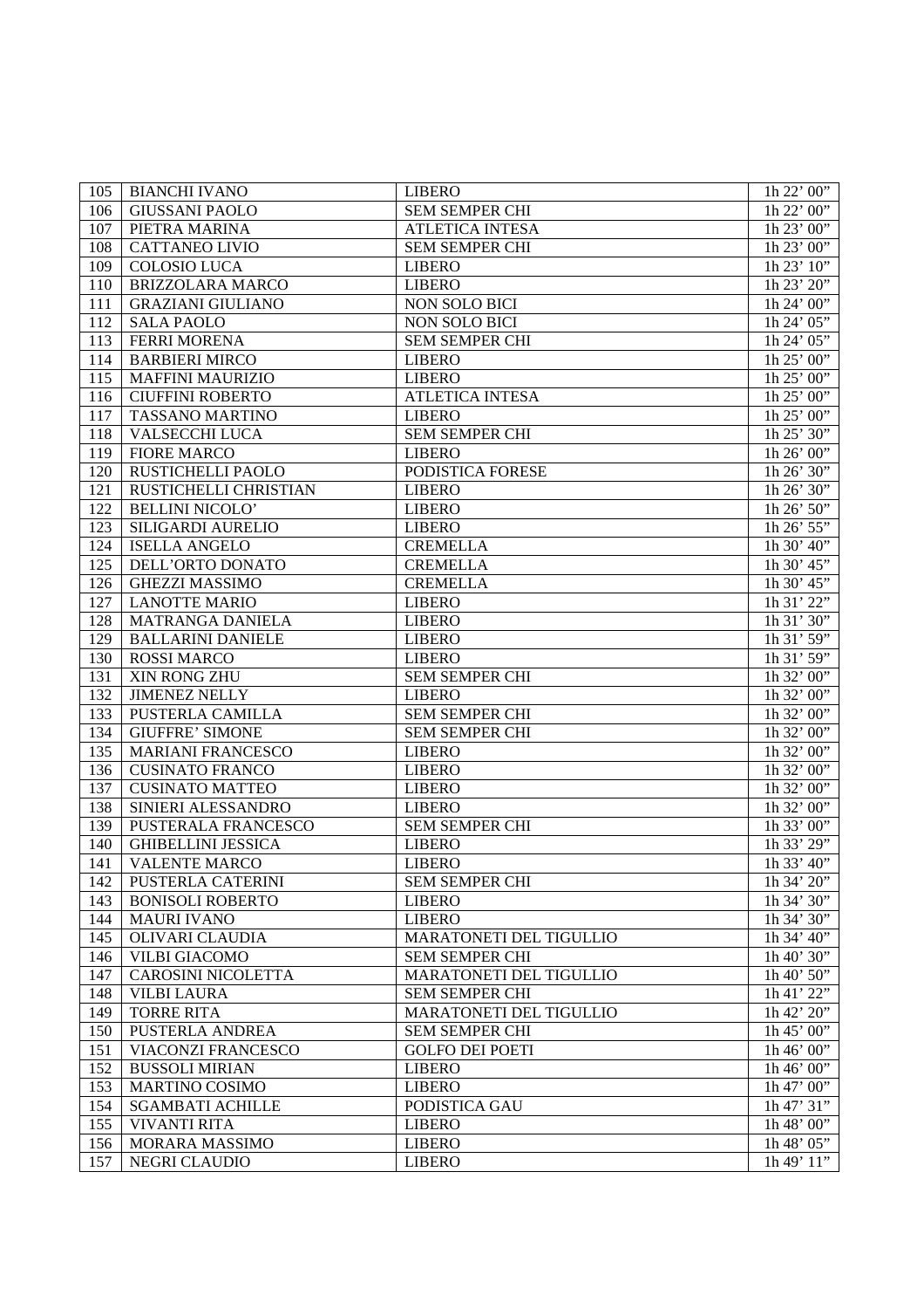| 105 | BIANCHI IVANO | LIBERO | 1h 22’ 00” |
|---|---|---|---|
| 106 | GIUSSANI PAOLO | SEM SEMPER CHI | 1h 22’ 00” |
| 107 | PIETRA MARINA | ATLETICA INTESA | 1h 23’ 00” |
| 108 | CATTANEO LIVIO | SEM SEMPER CHI | 1h 23’ 00” |
| 109 | COLOSIO LUCA | LIBERO | 1h 23’ 10” |
| 110 | BRIZZOLARA MARCO | LIBERO | 1h 23’ 20” |
| 111 | GRAZIANI GIULIANO | NON SOLO BICI | 1h 24’ 00” |
| 112 | SALA PAOLO | NON SOLO BICI | 1h 24’ 05” |
| 113 | FERRI MORENA | SEM SEMPER CHI | 1h 24’ 05” |
| 114 | BARBIERI MIRCO | LIBERO | 1h 25’ 00” |
| 115 | MAFFINI MAURIZIO | LIBERO | 1h 25’ 00” |
| 116 | CIUFFINI ROBERTO | ATLETICA INTESA | 1h 25’ 00” |
| 117 | TASSANO MARTINO | LIBERO | 1h 25’ 00” |
| 118 | VALSECCHI LUCA | SEM SEMPER CHI | 1h 25’ 30” |
| 119 | FIORE MARCO | LIBERO | 1h 26’ 00” |
| 120 | RUSTICHELLI PAOLO | PODISTICA FORESE | 1h 26’ 30” |
| 121 | RUSTICHELLI CHRISTIAN | LIBERO | 1h 26’ 30” |
| 122 | BELLINI NICOLO’ | LIBERO | 1h 26’ 50” |
| 123 | SILIGARDI AURELIO | LIBERO | 1h 26’ 55” |
| 124 | ISELLA ANGELO | CREMELLA | 1h 30’ 40” |
| 125 | DELL’ORTO DONATO | CREMELLA | 1h 30’ 45” |
| 126 | GHEZZI MASSIMO | CREMELLA | 1h 30’ 45” |
| 127 | LANOTTE MARIO | LIBERO | 1h 31’ 22” |
| 128 | MATRANGA DANIELA | LIBERO | 1h 31’ 30” |
| 129 | BALLARINI DANIELE | LIBERO | 1h 31’ 59” |
| 130 | ROSSI MARCO | LIBERO | 1h 31’ 59” |
| 131 | XIN RONG ZHU | SEM SEMPER CHI | 1h 32’ 00” |
| 132 | JIMENEZ NELLY | LIBERO | 1h 32’ 00” |
| 133 | PUSTERLA CAMILLA | SEM SEMPER CHI | 1h 32’ 00” |
| 134 | GIUFFRE’ SIMONE | SEM SEMPER CHI | 1h 32’ 00” |
| 135 | MARIANI FRANCESCO | LIBERO | 1h 32’ 00” |
| 136 | CUSINATO FRANCO | LIBERO | 1h 32’ 00” |
| 137 | CUSINATO MATTEO | LIBERO | 1h 32’ 00” |
| 138 | SINIERI ALESSANDRO | LIBERO | 1h 32’ 00” |
| 139 | PUSTERALA FRANCESCO | SEM SEMPER CHI | 1h 33’ 00” |
| 140 | GHIBELLINI JESSICA | LIBERO | 1h 33’ 29” |
| 141 | VALENTE MARCO | LIBERO | 1h 33’ 40” |
| 142 | PUSTERLA CATERINI | SEM SEMPER CHI | 1h 34’ 20” |
| 143 | BONISOLI ROBERTO | LIBERO | 1h 34’ 30” |
| 144 | MAURI IVANO | LIBERO | 1h 34’ 30” |
| 145 | OLIVARI CLAUDIA | MARATONETI DEL TIGULLIO | 1h 34’ 40” |
| 146 | VILBI GIACOMO | SEM SEMPER CHI | 1h 40’ 30” |
| 147 | CAROSINI NICOLETTA | MARATONETI DEL TIGULLIO | 1h 40’ 50” |
| 148 | VILBI LAURA | SEM SEMPER CHI | 1h 41’ 22” |
| 149 | TORRE RITA | MARATONETI DEL TIGULLIO | 1h 42’ 20” |
| 150 | PUSTERLA ANDREA | SEM SEMPER CHI | 1h 45’ 00” |
| 151 | VIACONZI FRANCESCO | GOLFO DEI POETI | 1h 46’ 00” |
| 152 | BUSSOLI MIRIAN | LIBERO | 1h 46’ 00” |
| 153 | MARTINO COSIMO | LIBERO | 1h 47’ 00” |
| 154 | SGAMBATI ACHILLE | PODISTICA GAU | 1h 47’ 31” |
| 155 | VIVANTI RITA | LIBERO | 1h 48’ 00” |
| 156 | MORARA MASSIMO | LIBERO | 1h 48’ 05” |
| 157 | NEGRI CLAUDIO | LIBERO | 1h 49’ 11” |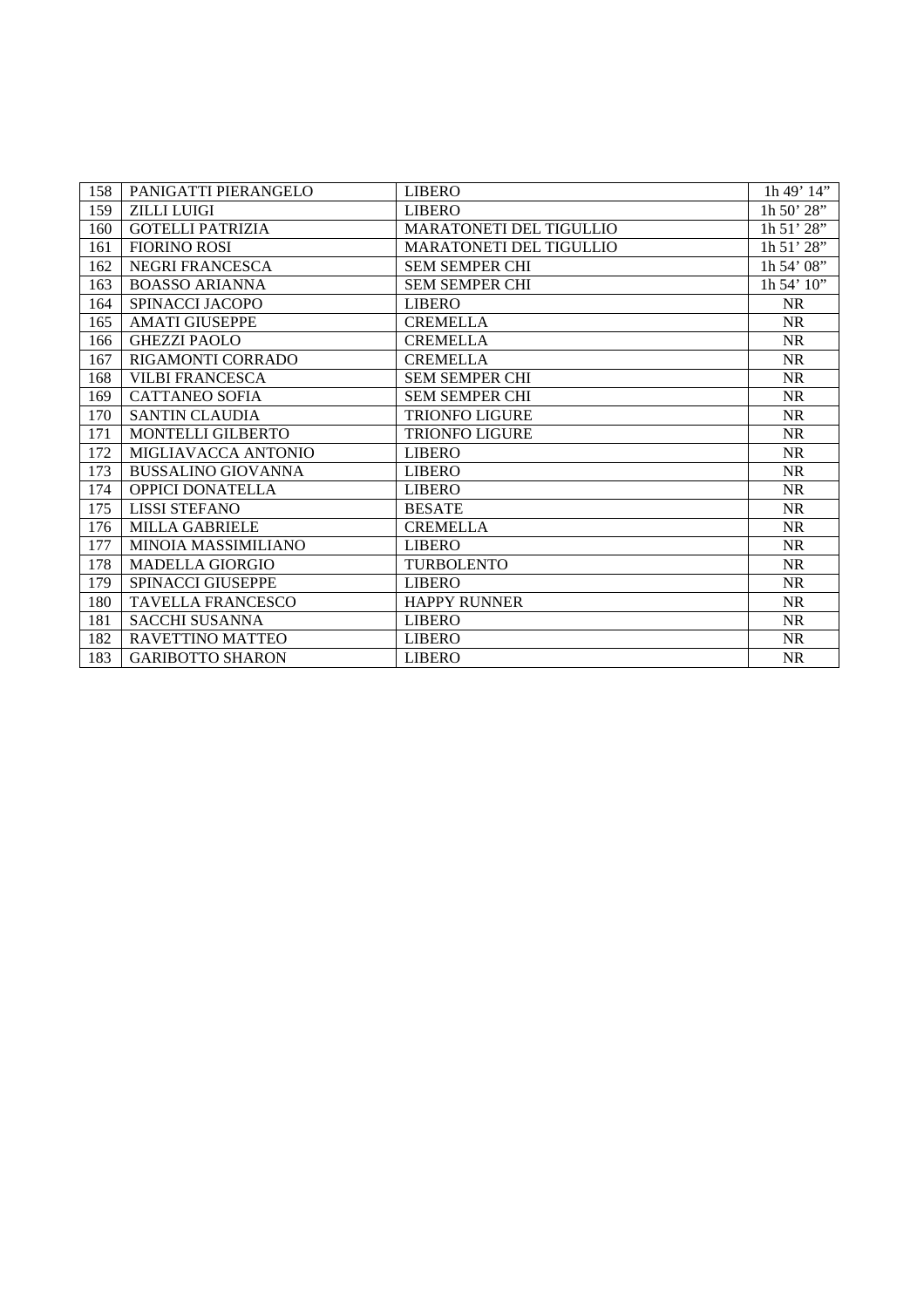| | | | |
|---|---|---|---|
| 158 | PANIGATTI PIERANGELO | LIBERO | 1h 49’ 14” |
| 159 | ZILLI LUIGI | LIBERO | 1h 50’ 28” |
| 160 | GOTELLI PATRIZIA | MARATONETI DEL TIGULLIO | 1h 51’ 28” |
| 161 | FIORINO ROSI | MARATONETI DEL TIGULLIO | 1h 51’ 28” |
| 162 | NEGRI FRANCESCA | SEM SEMPER CHI | 1h 54’ 08” |
| 163 | BOASSO ARIANNA | SEM SEMPER CHI | 1h 54’ 10” |
| 164 | SPINACCI JACOPO | LIBERO | NR |
| 165 | AMATI GIUSEPPE | CREMELLA | NR |
| 166 | GHEZZI PAOLO | CREMELLA | NR |
| 167 | RIGAMONTI CORRADO | CREMELLA | NR |
| 168 | VILBI FRANCESCA | SEM SEMPER CHI | NR |
| 169 | CATTANEO SOFIA | SEM SEMPER CHI | NR |
| 170 | SANTIN CLAUDIA | TRIONFO LIGURE | NR |
| 171 | MONTELLI GILBERTO | TRIONFO LIGURE | NR |
| 172 | MIGLIAVACCA ANTONIO | LIBERO | NR |
| 173 | BUSSALINO GIOVANNA | LIBERO | NR |
| 174 | OPPICI DONATELLA | LIBERO | NR |
| 175 | LISSI STEFANO | BESATE | NR |
| 176 | MILLA GABRIELE | CREMELLA | NR |
| 177 | MINOIA MASSIMILIANO | LIBERO | NR |
| 178 | MADELLA GIORGIO | TURBOLENTO | NR |
| 179 | SPINACCI GIUSEPPE | LIBERO | NR |
| 180 | TAVELLA FRANCESCO | HAPPY RUNNER | NR |
| 181 | SACCHI SUSANNA | LIBERO | NR |
| 182 | RAVETTINO MATTEO | LIBERO | NR |
| 183 | GARIBOTTO SHARON | LIBERO | NR |